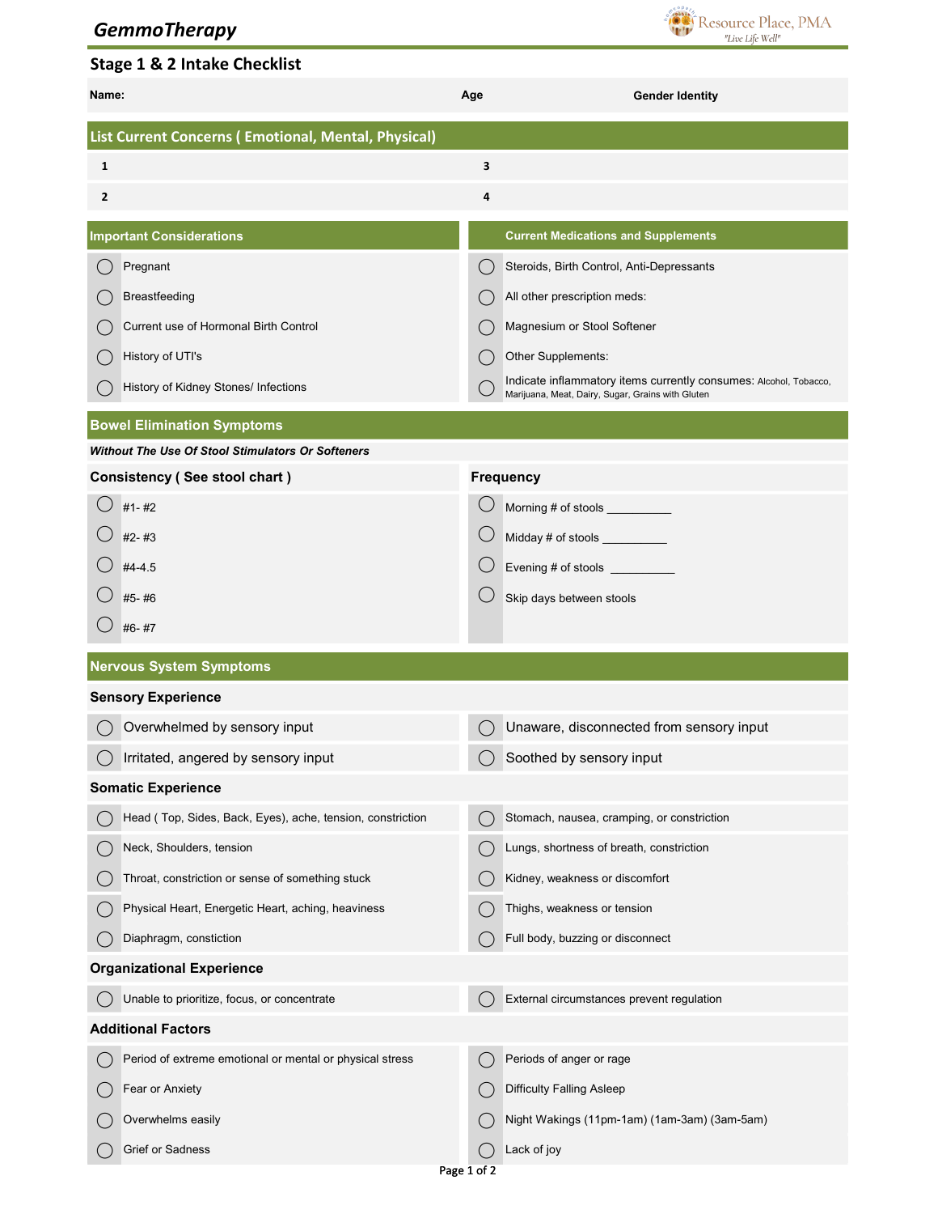# GemmoTherapy

Resource Place, PMA
"Live Life Well"

## Stage 1 & 2 Intake Checklist

| Name: | Age | Gender Identity |
|---|---|---|

### List Current Concerns ( Emotional, Mental, Physical)

| | |
|---|---|
| 1 | 3 |
| 2 | 4 |

### Important Considerations

- ◯ Pregnant
- ◯ Breastfeeding
- ◯ Current use of Hormonal Birth Control
- ◯ History of UTI's
- ◯ History of Kidney Stones/ Infections

### Current Medications and Supplements

- ◯ Steroids, Birth Control, Anti-Depressants
- ◯ All other prescription meds:
- ◯ Magnesium or Stool Softener
- ◯ Other Supplements:
- ◯ Indicate inflammatory items currently consumes: Alcohol, Tobacco, Marijuana, Meat, Dairy, Sugar, Grains with Gluten

### Bowel Elimination Symptoms

***Without The Use Of Stool Stimulators Or Softeners***

#### Consistency ( See stool chart )

- ◯ #1- #2
- ◯ #2- #3
- ◯ #4-4.5
- ◯ #5- #6
- ◯ #6- #7

#### Frequency

- ◯ Morning # of stools __________
- ◯ Midday # of stools __________
- ◯ Evening # of stools __________
- ◯ Skip days between stools

### Nervous System Symptoms

#### Sensory Experience

- ◯ Overwhelmed by sensory input
- ◯ Irritated, angered by sensory input
- ◯ Unaware, disconnected from sensory input
- ◯ Soothed by sensory input

#### Somatic Experience

- ◯ Head ( Top, Sides, Back, Eyes), ache, tension, constriction
- ◯ Neck, Shoulders, tension
- ◯ Throat, constriction or sense of something stuck
- ◯ Physical Heart, Energetic Heart, aching, heaviness
- ◯ Diaphragm, constiction
- ◯ Stomach, nausea, cramping, or constriction
- ◯ Lungs, shortness of breath, constriction
- ◯ Kidney, weakness or discomfort
- ◯ Thighs, weakness or tension
- ◯ Full body, buzzing or disconnect

#### Organizational Experience

- ◯ Unable to prioritize, focus, or concentrate
- ◯ External circumstances prevent regulation

#### Additional Factors

- ◯ Period of extreme emotional or mental or physical stress
- ◯ Fear or Anxiety
- ◯ Overwhelms easily
- ◯ Grief or Sadness
- ◯ Periods of anger or rage
- ◯ Difficulty Falling Asleep
- ◯ Night Wakings (11pm-1am) (1am-3am) (3am-5am)
- ◯ Lack of joy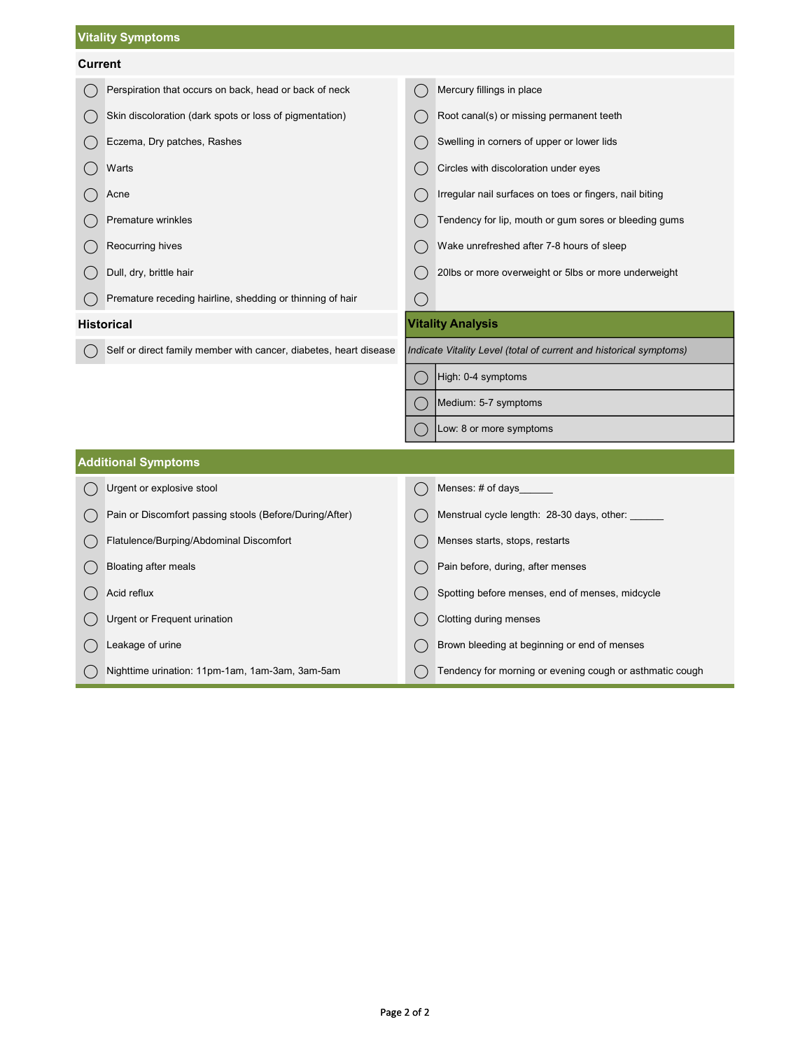## Vitality Symptoms

### Current

- ◯ Perspiration that occurs on back, head or back of neck
- ◯ Skin discoloration (dark spots or loss of pigmentation)
- ◯ Eczema, Dry patches, Rashes
- ◯ Warts
- ◯ Acne
- ◯ Premature wrinkles
- ◯ Reocurring hives
- ◯ Dull, dry, brittle hair
- ◯ Premature receding hairline, shedding or thinning of hair
- ◯ Mercury fillings in place
- ◯ Root canal(s) or missing permanent teeth
- ◯ Swelling in corners of upper or lower lids
- ◯ Circles with discoloration under eyes
- ◯ Irregular nail surfaces on toes or fingers, nail biting
- ◯ Tendency for lip, mouth or gum sores or bleeding gums
- ◯ Wake unrefreshed after 7-8 hours of sleep
- ◯ 20lbs or more overweight or 5lbs or more underweight
- ◯

### Historical

- ◯ Self or direct family member with cancer, diabetes, heart disease

### Vitality Analysis

*Indicate Vitality Level (total of current and historical symptoms)*

- ◯ High: 0-4 symptoms
- ◯ Medium: 5-7 symptoms
- ◯ Low: 8 or more symptoms

## Additional Symptoms

- ◯ Urgent or explosive stool
- ◯ Pain or Discomfort passing stools (Before/During/After)
- ◯ Flatulence/Burping/Abdominal Discomfort
- ◯ Bloating after meals
- ◯ Acid reflux
- ◯ Urgent or Frequent urination
- ◯ Leakage of urine
- ◯ Nighttime urination: 11pm-1am, 1am-3am, 3am-5am
- ◯ Menses: # of days______
- ◯ Menstrual cycle length: 28-30 days, other: ______
- ◯ Menses starts, stops, restarts
- ◯ Pain before, during, after menses
- ◯ Spotting before menses, end of menses, midcycle
- ◯ Clotting during menses
- ◯ Brown bleeding at beginning or end of menses
- ◯ Tendency for morning or evening cough or asthmatic cough